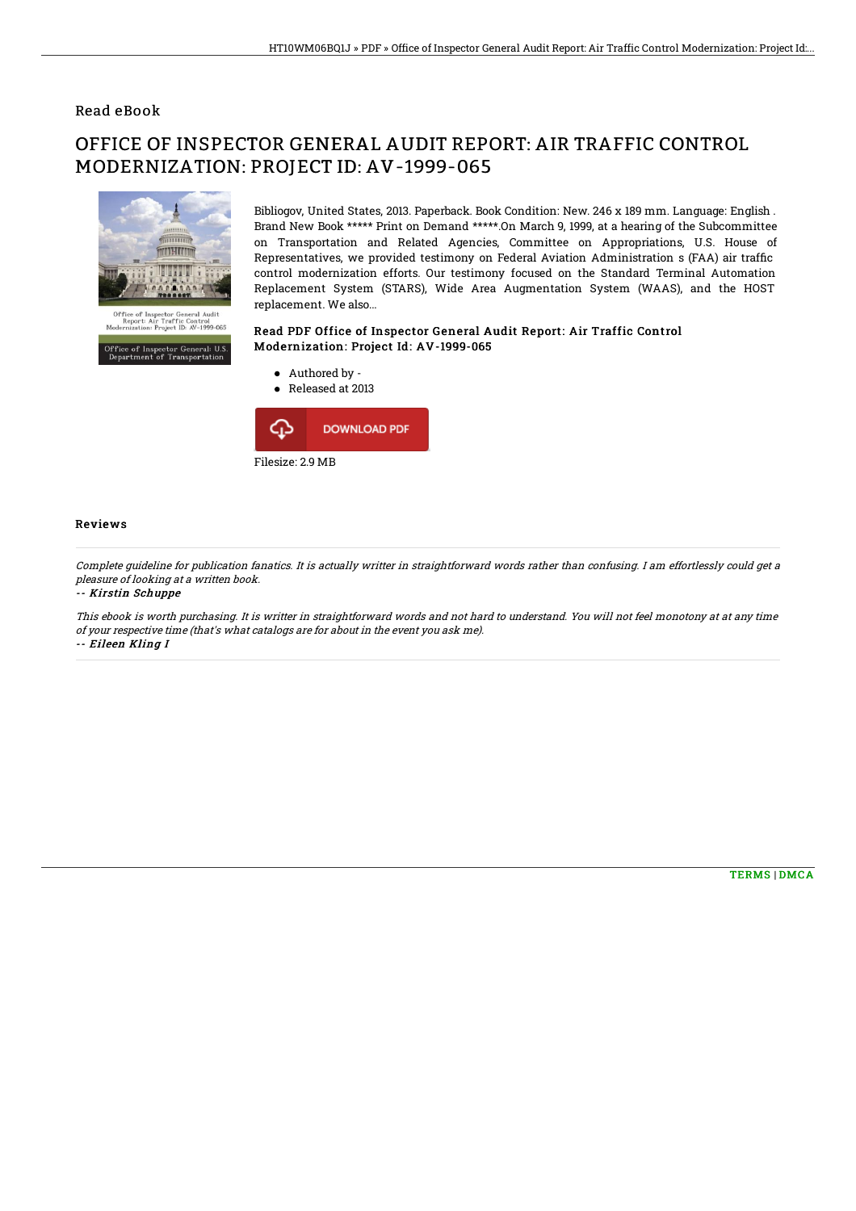## Read eBook

# OFFICE OF INSPECTOR GENERAL AUDIT REPORT: AIR TRAFFIC CONTROL MODERNIZATION: PROJECT ID: AV-1999-065

Bibliogov, United States, 2013. Paperback. Book Condition: New. 246 x 189 mm. Language: English . Brand New Book ***** Print on Demand *****.On March 9, 1999, at a hearing of the Subcommittee on Transportation and Related Agencies, Committee on Appropriations, U.S. House of Representatives, we provided testimony on Federal Aviation Administration s (FAA) air traffic control modernization efforts. Our testimony focused on the Standard Terminal Automation Replacement System (STARS), Wide Area Augmentation System (WAAS), and the HOST replacement. We also...

### Read PDF Office of Inspector General Audit Report: Air Traffic Control Modernization: Project Id: AV-1999-065

- Authored by -
- Released at 2013

DOWNLOAD PDF

Filesize: 2.9 MB

### Reviews

*Complete guideline for publication fanatics. It is actually writter in straightforward words rather than confusing. I am effortlessly could get a pleasure of looking at a written book.*

-- ***Kirstin Schuppe***

*This ebook is worth purchasing. It is writter in straightforward words and not hard to understand. You will not feel monotony at at any time of your respective time (that's what catalogs are for about in the event you ask me).*

-- ***Eileen Kling I***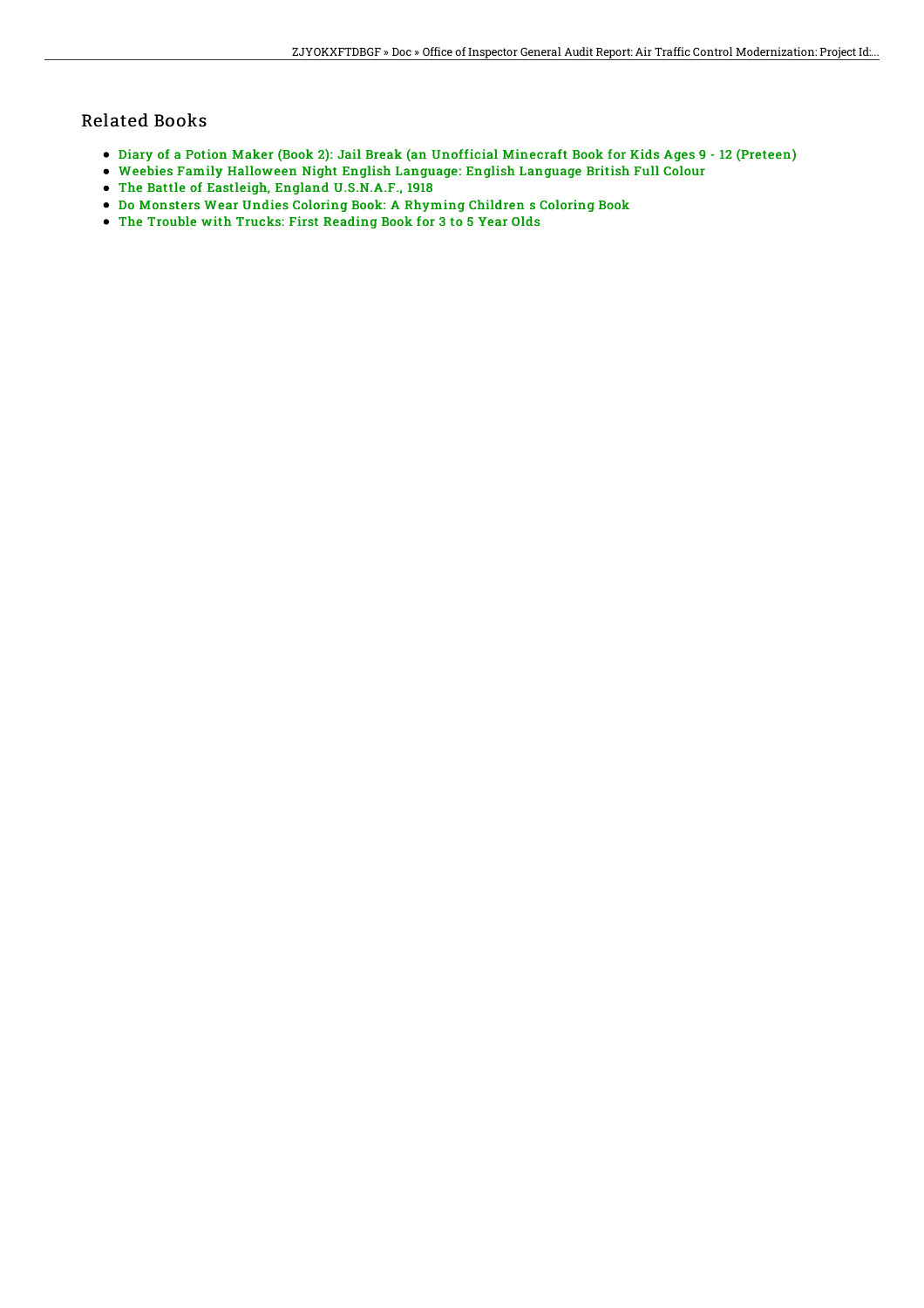## Related Books

- Diary of a Potion Maker (Book 2): Jail Break (an Unofficial Minecraft Book for Kids Ages 9 - 12 (Preteen)
- Weebies Family Halloween Night English Language: English Language British Full Colour
- The Battle of Eastleigh, England U.S.N.A.F., 1918
- Do Monsters Wear Undies Coloring Book: A Rhyming Children s Coloring Book
- The Trouble with Trucks: First Reading Book for 3 to 5 Year Olds